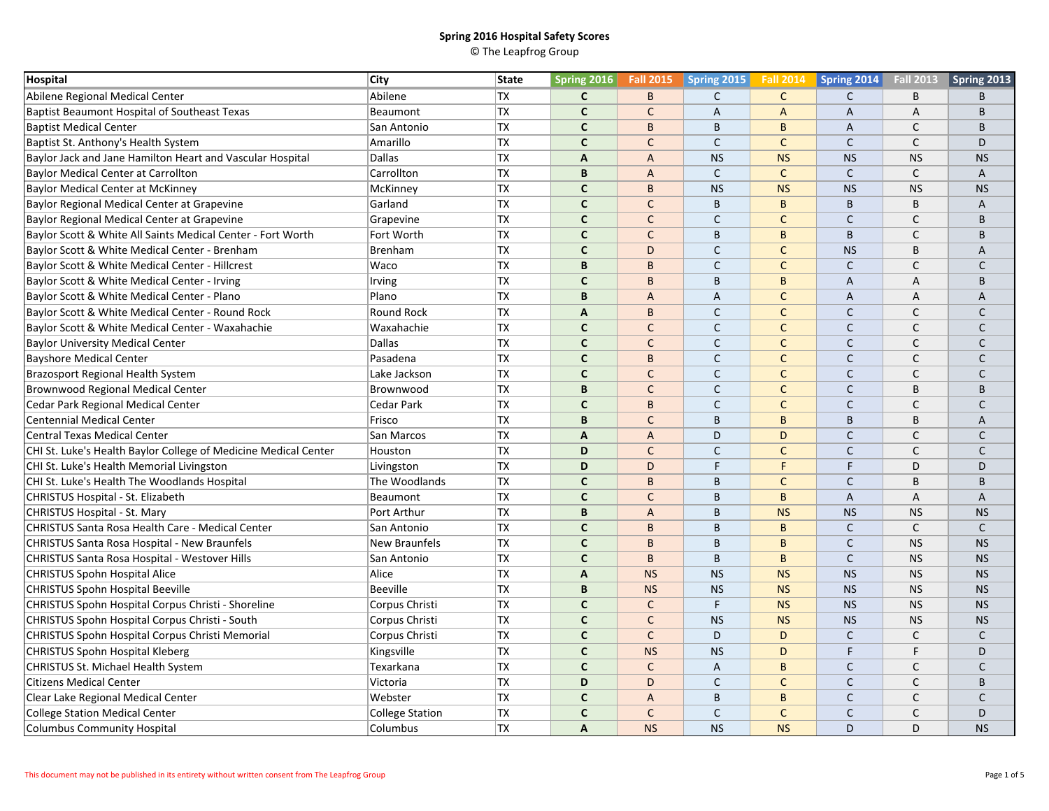**Spring 2016 Hospital Safety Scores**

© The Leapfrog Group

| Hospital | City | State | Spring 2016 | Fall 2015 | Spring 2015 | Fall 2014 | Spring 2014 | Fall 2013 | Spring 2013 |
|---|---|---|---|---|---|---|---|---|---|
| Abilene Regional Medical Center | Abilene | TX | **C** | B | C | C | C | B | B |
| Baptist Beaumont Hospital of Southeast Texas | Beaumont | TX | **C** | C | A | A | A | A | B |
| Baptist Medical Center | San Antonio | TX | **C** | B | B | B | A | C | B |
| Baptist St. Anthony's Health System | Amarillo | TX | **C** | C | C | C | C | C | D |
| Baylor Jack and Jane Hamilton Heart and Vascular Hospital | Dallas | TX | **A** | A | NS | NS | NS | NS | NS |
| Baylor Medical Center at Carrollton | Carrollton | TX | **B** | A | C | C | C | C | A |
| Baylor Medical Center at McKinney | McKinney | TX | **C** | B | NS | NS | NS | NS | NS |
| Baylor Regional Medical Center at Grapevine | Garland | TX | **C** | C | B | B | B | B | A |
| Baylor Regional Medical Center at Grapevine | Grapevine | TX | **C** | C | C | C | C | C | B |
| Baylor Scott & White All Saints Medical Center - Fort Worth | Fort Worth | TX | **C** | C | B | B | B | C | B |
| Baylor Scott & White Medical Center - Brenham | Brenham | TX | **C** | D | C | C | NS | B | A |
| Baylor Scott & White Medical Center - Hillcrest | Waco | TX | **B** | B | C | C | C | C | C |
| Baylor Scott & White Medical Center - Irving | Irving | TX | **C** | B | B | B | A | A | B |
| Baylor Scott & White Medical Center - Plano | Plano | TX | **B** | A | A | C | A | A | A |
| Baylor Scott & White Medical Center - Round Rock | Round Rock | TX | **A** | B | C | C | C | C | C |
| Baylor Scott & White Medical Center - Waxahachie | Waxahachie | TX | **C** | C | C | C | C | C | C |
| Baylor University Medical Center | Dallas | TX | **C** | C | C | C | C | C | C |
| Bayshore Medical Center | Pasadena | TX | **C** | B | C | C | C | C | C |
| Brazosport Regional Health System | Lake Jackson | TX | **C** | C | C | C | C | C | C |
| Brownwood Regional Medical Center | Brownwood | TX | **B** | C | C | C | C | B | B |
| Cedar Park Regional Medical Center | Cedar Park | TX | **C** | B | C | C | C | C | C |
| Centennial Medical Center | Frisco | TX | **B** | C | B | B | B | B | A |
| Central Texas Medical Center | San Marcos | TX | **A** | A | D | D | C | C | C |
| CHI St. Luke's Health Baylor College of Medicine Medical Center | Houston | TX | **D** | C | C | C | C | C | C |
| CHI St. Luke's Health Memorial Livingston | Livingston | TX | **D** | D | F | F | F | D | D |
| CHI St. Luke's Health The Woodlands Hospital | The Woodlands | TX | **C** | B | B | C | C | B | B |
| CHRISTUS Hospital - St. Elizabeth | Beaumont | TX | **C** | C | B | B | A | A | A |
| CHRISTUS Hospital - St. Mary | Port Arthur | TX | **B** | A | B | NS | NS | NS | NS |
| CHRISTUS Santa Rosa Health Care - Medical Center | San Antonio | TX | **C** | B | B | B | C | C | C |
| CHRISTUS Santa Rosa Hospital - New Braunfels | New Braunfels | TX | **C** | B | B | B | C | NS | NS |
| CHRISTUS Santa Rosa Hospital - Westover Hills | San Antonio | TX | **C** | B | B | B | C | NS | NS |
| CHRISTUS Spohn Hospital Alice | Alice | TX | **A** | NS | NS | NS | NS | NS | NS |
| CHRISTUS Spohn Hospital Beeville | Beeville | TX | **B** | NS | NS | NS | NS | NS | NS |
| CHRISTUS Spohn Hospital Corpus Christi - Shoreline | Corpus Christi | TX | **C** | C | F | NS | NS | NS | NS |
| CHRISTUS Spohn Hospital Corpus Christi - South | Corpus Christi | TX | **C** | C | NS | NS | NS | NS | NS |
| CHRISTUS Spohn Hospital Corpus Christi Memorial | Corpus Christi | TX | **C** | C | D | D | C | C | C |
| CHRISTUS Spohn Hospital Kleberg | Kingsville | TX | **C** | NS | NS | D | F | F | D |
| CHRISTUS St. Michael Health System | Texarkana | TX | **C** | C | A | B | C | C | C |
| Citizens Medical Center | Victoria | TX | **D** | D | C | C | C | C | B |
| Clear Lake Regional Medical Center | Webster | TX | **C** | A | B | B | C | C | C |
| College Station Medical Center | College Station | TX | **C** | C | C | C | C | C | D |
| Columbus Community Hospital | Columbus | TX | **A** | NS | NS | NS | D | D | NS |

This document may not be published in its entirety without written consent from The Leapfrog Group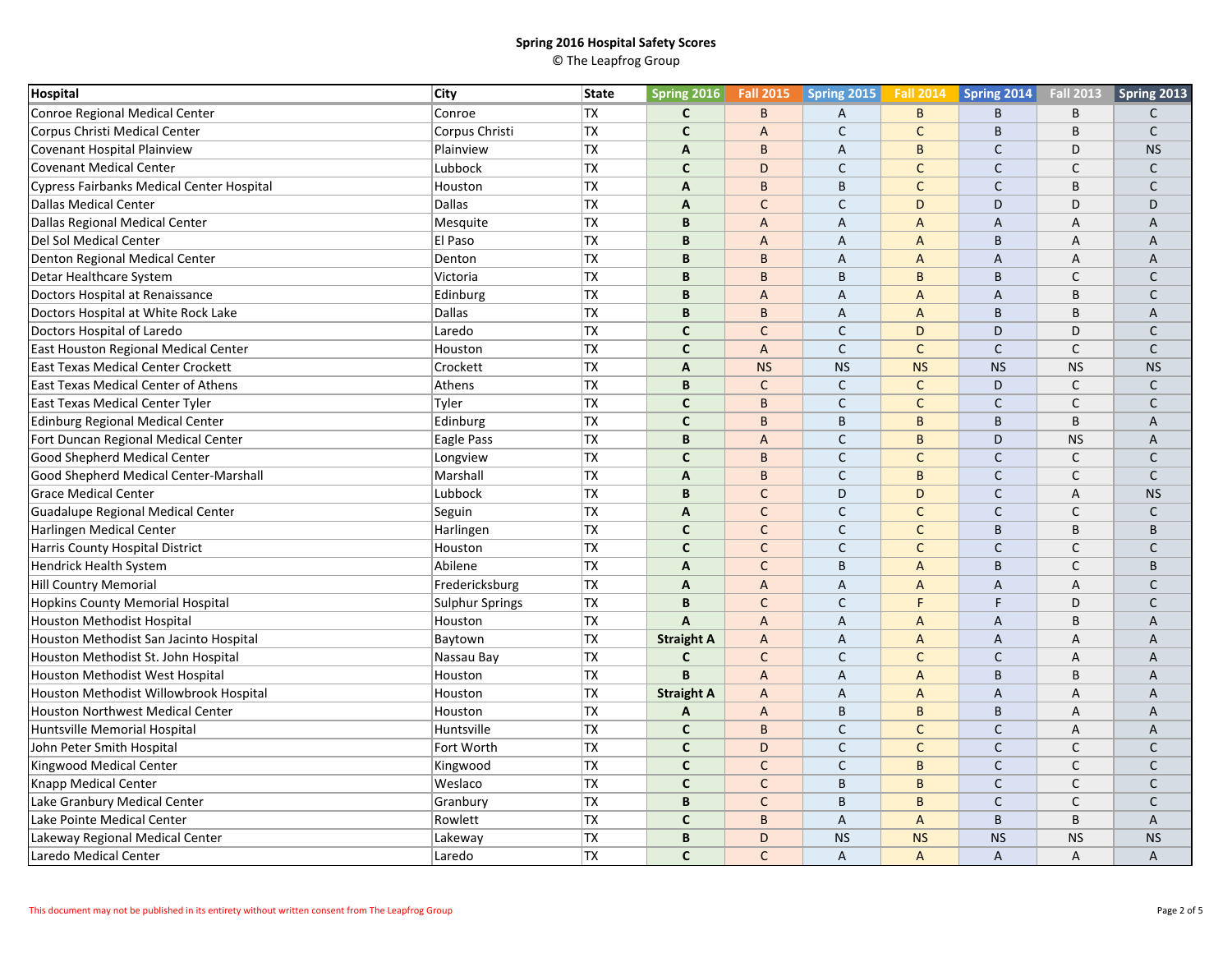**Spring 2016 Hospital Safety Scores**

© The Leapfrog Group

| Hospital | City | State | Spring 2016 | Fall 2015 | Spring 2015 | Fall 2014 | Spring 2014 | Fall 2013 | Spring 2013 |
|---|---|---|---|---|---|---|---|---|---|
| Conroe Regional Medical Center | Conroe | TX | **C** | B | A | B | B | B | C |
| Corpus Christi Medical Center | Corpus Christi | TX | **C** | A | C | C | B | B | C |
| Covenant Hospital Plainview | Plainview | TX | **A** | B | A | B | C | D | NS |
| Covenant Medical Center | Lubbock | TX | **C** | D | C | C | C | C | C |
| Cypress Fairbanks Medical Center Hospital | Houston | TX | **A** | B | B | C | C | B | C |
| Dallas Medical Center | Dallas | TX | **A** | C | C | D | D | D | D |
| Dallas Regional Medical Center | Mesquite | TX | **B** | A | A | A | A | A | A |
| Del Sol Medical Center | El Paso | TX | **B** | A | A | A | B | A | A |
| Denton Regional Medical Center | Denton | TX | **B** | B | A | A | A | A | A |
| Detar Healthcare System | Victoria | TX | **B** | B | B | B | B | C | C |
| Doctors Hospital at Renaissance | Edinburg | TX | **B** | A | A | A | A | B | C |
| Doctors Hospital at White Rock Lake | Dallas | TX | **B** | B | A | A | B | B | A |
| Doctors Hospital of Laredo | Laredo | TX | **C** | C | C | D | D | D | C |
| East Houston Regional Medical Center | Houston | TX | **C** | A | C | C | C | C | C |
| East Texas Medical Center Crockett | Crockett | TX | **A** | NS | NS | NS | NS | NS | NS |
| East Texas Medical Center of Athens | Athens | TX | **B** | C | C | C | D | C | C |
| East Texas Medical Center Tyler | Tyler | TX | **C** | B | C | C | C | C | C |
| Edinburg Regional Medical Center | Edinburg | TX | **C** | B | B | B | B | B | A |
| Fort Duncan Regional Medical Center | Eagle Pass | TX | **B** | A | C | B | D | NS | A |
| Good Shepherd Medical Center | Longview | TX | **C** | B | C | C | C | C | C |
| Good Shepherd Medical Center-Marshall | Marshall | TX | **A** | B | C | B | C | C | C |
| Grace Medical Center | Lubbock | TX | **B** | C | D | D | C | A | NS |
| Guadalupe Regional Medical Center | Seguin | TX | **A** | C | C | C | C | C | C |
| Harlingen Medical Center | Harlingen | TX | **C** | C | C | C | B | B | B |
| Harris County Hospital District | Houston | TX | **C** | C | C | C | C | C | C |
| Hendrick Health System | Abilene | TX | **A** | C | B | A | B | C | B |
| Hill Country Memorial | Fredericksburg | TX | **A** | A | A | A | A | A | C |
| Hopkins County Memorial Hospital | Sulphur Springs | TX | **B** | C | C | F | F | D | C |
| Houston Methodist Hospital | Houston | TX | **A** | A | A | A | A | B | A |
| Houston Methodist San Jacinto Hospital | Baytown | TX | **Straight A** | A | A | A | A | A | A |
| Houston Methodist St. John Hospital | Nassau Bay | TX | **C** | C | C | C | C | A | A |
| Houston Methodist West Hospital | Houston | TX | **B** | A | A | A | B | B | A |
| Houston Methodist Willowbrook Hospital | Houston | TX | **Straight A** | A | A | A | A | A | A |
| Houston Northwest Medical Center | Houston | TX | **A** | A | B | B | B | A | A |
| Huntsville Memorial Hospital | Huntsville | TX | **C** | B | C | C | C | A | A |
| John Peter Smith Hospital | Fort Worth | TX | **C** | D | C | C | C | C | C |
| Kingwood Medical Center | Kingwood | TX | **C** | C | C | B | C | C | C |
| Knapp Medical Center | Weslaco | TX | **C** | C | B | B | C | C | C |
| Lake Granbury Medical Center | Granbury | TX | **B** | C | B | B | C | C | C |
| Lake Pointe Medical Center | Rowlett | TX | **C** | B | A | A | B | B | A |
| Lakeway Regional Medical Center | Lakeway | TX | **B** | D | NS | NS | NS | NS | NS |
| Laredo Medical Center | Laredo | TX | **C** | C | A | A | A | A | A |

This document may not be published in its entirety without written consent from The Leapfrog Group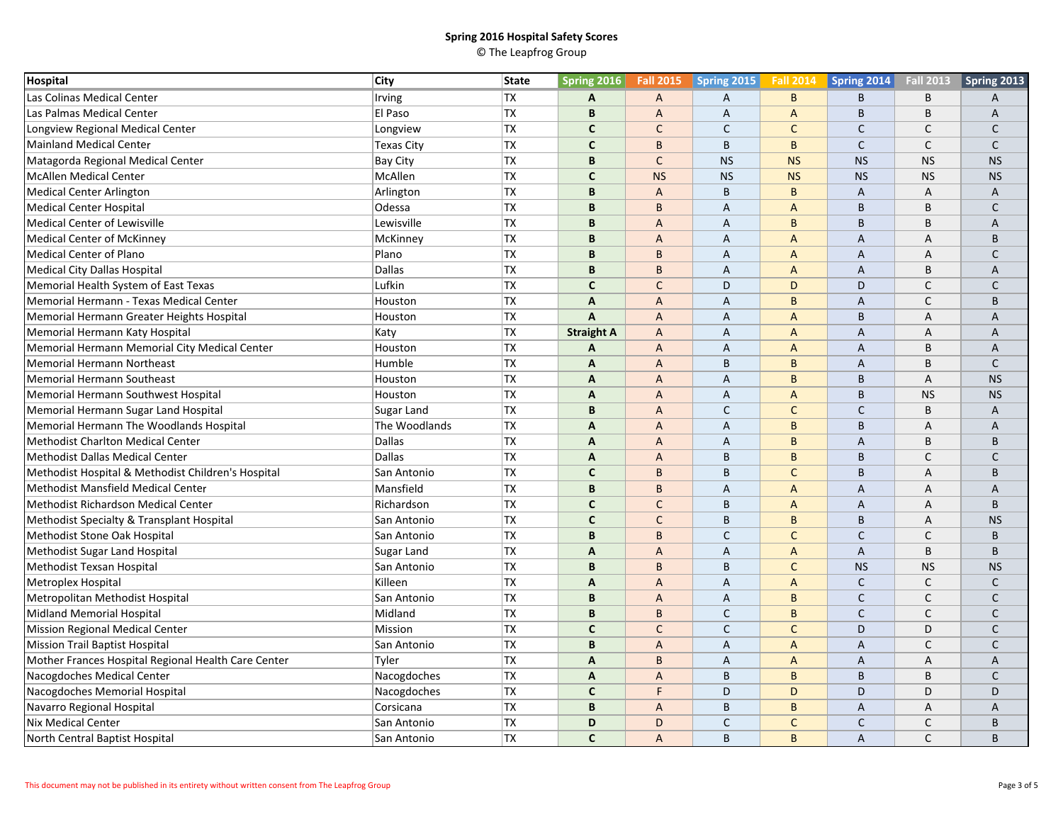**Spring 2016 Hospital Safety Scores**

© The Leapfrog Group

| Hospital | City | State | Spring 2016 | Fall 2015 | Spring 2015 | Fall 2014 | Spring 2014 | Fall 2013 | Spring 2013 |
|---|---|---|---|---|---|---|---|---|---|
| Las Colinas Medical Center | Irving | TX | **A** | A | A | B | B | B | A |
| Las Palmas Medical Center | El Paso | TX | **B** | A | A | A | B | B | A |
| Longview Regional Medical Center | Longview | TX | **C** | C | C | C | C | C | C |
| Mainland Medical Center | Texas City | TX | **C** | B | B | B | C | C | C |
| Matagorda Regional Medical Center | Bay City | TX | **B** | C | NS | NS | NS | NS | NS |
| McAllen Medical Center | McAllen | TX | **C** | NS | NS | NS | NS | NS | NS |
| Medical Center Arlington | Arlington | TX | **B** | A | B | B | A | A | A |
| Medical Center Hospital | Odessa | TX | **B** | B | A | A | B | B | C |
| Medical Center of Lewisville | Lewisville | TX | **B** | A | A | B | B | B | A |
| Medical Center of McKinney | McKinney | TX | **B** | A | A | A | A | A | B |
| Medical Center of Plano | Plano | TX | **B** | B | A | A | A | A | C |
| Medical City Dallas Hospital | Dallas | TX | **B** | B | A | A | A | B | A |
| Memorial Health System of East Texas | Lufkin | TX | **C** | C | D | D | D | C | C |
| Memorial Hermann - Texas Medical Center | Houston | TX | **A** | A | A | B | A | C | B |
| Memorial Hermann Greater Heights Hospital | Houston | TX | **A** | A | A | A | B | A | A |
| Memorial Hermann Katy Hospital | Katy | TX | **Straight A** | A | A | A | A | A | A |
| Memorial Hermann Memorial City Medical Center | Houston | TX | **A** | A | A | A | A | B | A |
| Memorial Hermann Northeast | Humble | TX | **A** | A | B | B | A | B | C |
| Memorial Hermann Southeast | Houston | TX | **A** | A | A | B | B | A | NS |
| Memorial Hermann Southwest Hospital | Houston | TX | **A** | A | A | A | B | NS | NS |
| Memorial Hermann Sugar Land Hospital | Sugar Land | TX | **B** | A | C | C | C | B | A |
| Memorial Hermann The Woodlands Hospital | The Woodlands | TX | **A** | A | A | B | B | A | A |
| Methodist Charlton Medical Center | Dallas | TX | **A** | A | A | B | A | B | B |
| Methodist Dallas Medical Center | Dallas | TX | **A** | A | B | B | B | C | C |
| Methodist Hospital & Methodist Children's Hospital | San Antonio | TX | **C** | B | B | C | B | A | B |
| Methodist Mansfield Medical Center | Mansfield | TX | **B** | B | A | A | A | A | A |
| Methodist Richardson Medical Center | Richardson | TX | **C** | C | B | A | A | A | B |
| Methodist Specialty & Transplant Hospital | San Antonio | TX | **C** | C | B | B | B | A | NS |
| Methodist Stone Oak Hospital | San Antonio | TX | **B** | B | C | C | C | C | B |
| Methodist Sugar Land Hospital | Sugar Land | TX | **A** | A | A | A | A | B | B |
| Methodist Texsan Hospital | San Antonio | TX | **B** | B | B | C | NS | NS | NS |
| Metroplex Hospital | Killeen | TX | **A** | A | A | A | C | C | C |
| Metropolitan Methodist Hospital | San Antonio | TX | **B** | A | A | B | C | C | C |
| Midland Memorial Hospital | Midland | TX | **B** | B | C | B | C | C | C |
| Mission Regional Medical Center | Mission | TX | **C** | C | C | C | D | D | C |
| Mission Trail Baptist Hospital | San Antonio | TX | **B** | A | A | A | A | C | C |
| Mother Frances Hospital Regional Health Care Center | Tyler | TX | **A** | B | A | A | A | A | A |
| Nacogdoches Medical Center | Nacogdoches | TX | **A** | A | B | B | B | B | C |
| Nacogdoches Memorial Hospital | Nacogdoches | TX | **C** | F | D | D | D | D | D |
| Navarro Regional Hospital | Corsicana | TX | **B** | A | B | B | A | A | A |
| Nix Medical Center | San Antonio | TX | **D** | D | C | C | C | C | B |
| North Central Baptist Hospital | San Antonio | TX | **C** | A | B | B | A | C | B |

This document may not be published in its entirety without written consent from The Leapfrog Group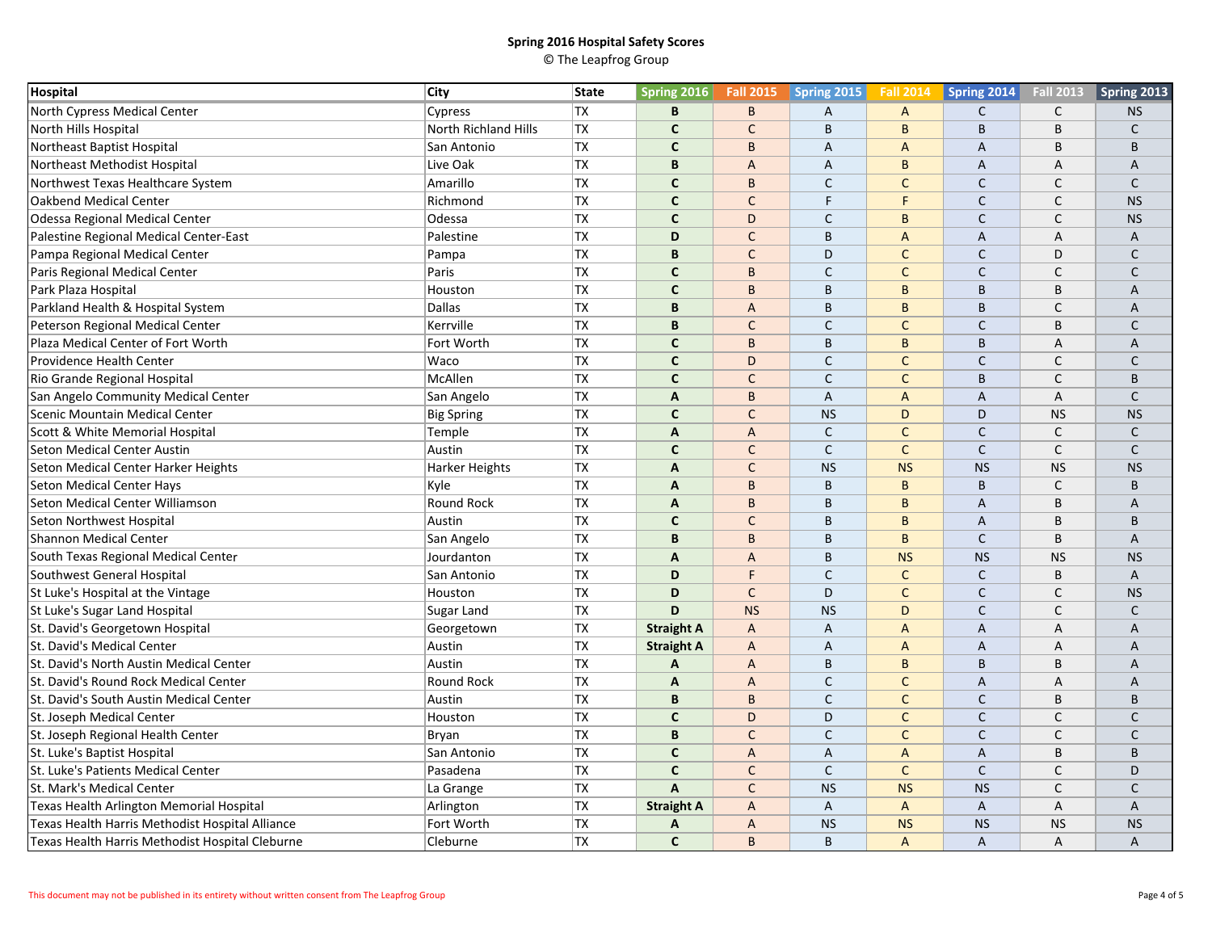**Spring 2016 Hospital Safety Scores**

© The Leapfrog Group

| Hospital | City | State | Spring 2016 | Fall 2015 | Spring 2015 | Fall 2014 | Spring 2014 | Fall 2013 | Spring 2013 |
|---|---|---|---|---|---|---|---|---|---|
| North Cypress Medical Center | Cypress | TX | **B** | B | A | A | C | C | NS |
| North Hills Hospital | North Richland Hills | TX | **C** | C | B | B | B | B | C |
| Northeast Baptist Hospital | San Antonio | TX | **C** | B | A | A | A | B | B |
| Northeast Methodist Hospital | Live Oak | TX | **B** | A | A | B | A | A | A |
| Northwest Texas Healthcare System | Amarillo | TX | **C** | B | C | C | C | C | C |
| Oakbend Medical Center | Richmond | TX | **C** | C | F | F | C | C | NS |
| Odessa Regional Medical Center | Odessa | TX | **C** | D | C | B | C | C | NS |
| Palestine Regional Medical Center-East | Palestine | TX | **D** | C | B | A | A | A | A |
| Pampa Regional Medical Center | Pampa | TX | **B** | C | D | C | C | D | C |
| Paris Regional Medical Center | Paris | TX | **C** | B | C | C | C | C | C |
| Park Plaza Hospital | Houston | TX | **C** | B | B | B | B | B | A |
| Parkland Health & Hospital System | Dallas | TX | **B** | A | B | B | B | C | A |
| Peterson Regional Medical Center | Kerrville | TX | **B** | C | C | C | C | B | C |
| Plaza Medical Center of Fort Worth | Fort Worth | TX | **C** | B | B | B | B | A | A |
| Providence Health Center | Waco | TX | **C** | D | C | C | C | C | C |
| Rio Grande Regional Hospital | McAllen | TX | **C** | C | C | C | B | C | B |
| San Angelo Community Medical Center | San Angelo | TX | **A** | B | A | A | A | A | C |
| Scenic Mountain Medical Center | Big Spring | TX | **C** | C | NS | D | D | NS | NS |
| Scott & White Memorial Hospital | Temple | TX | **A** | A | C | C | C | C | C |
| Seton Medical Center Austin | Austin | TX | **C** | C | C | C | C | C | C |
| Seton Medical Center Harker Heights | Harker Heights | TX | **A** | C | NS | NS | NS | NS | NS |
| Seton Medical Center Hays | Kyle | TX | **A** | B | B | B | B | C | B |
| Seton Medical Center Williamson | Round Rock | TX | **A** | B | B | B | A | B | A |
| Seton Northwest Hospital | Austin | TX | **C** | C | B | B | A | B | B |
| Shannon Medical Center | San Angelo | TX | **B** | B | B | B | C | B | A |
| South Texas Regional Medical Center | Jourdanton | TX | **A** | A | B | NS | NS | NS | NS |
| Southwest General Hospital | San Antonio | TX | **D** | F | C | C | C | B | A |
| St Luke's Hospital at the Vintage | Houston | TX | **D** | C | D | C | C | C | NS |
| St Luke's Sugar Land Hospital | Sugar Land | TX | **D** | NS | NS | D | C | C | C |
| St. David's Georgetown Hospital | Georgetown | TX | **Straight A** | A | A | A | A | A | A |
| St. David's Medical Center | Austin | TX | **Straight A** | A | A | A | A | A | A |
| St. David's North Austin Medical Center | Austin | TX | **A** | A | B | B | B | B | A |
| St. David's Round Rock Medical Center | Round Rock | TX | **A** | A | C | C | A | A | A |
| St. David's South Austin Medical Center | Austin | TX | **B** | B | C | C | C | B | B |
| St. Joseph Medical Center | Houston | TX | **C** | D | D | C | C | C | C |
| St. Joseph Regional Health Center | Bryan | TX | **B** | C | C | C | C | C | C |
| St. Luke's Baptist Hospital | San Antonio | TX | **C** | A | A | A | A | B | B |
| St. Luke's Patients Medical Center | Pasadena | TX | **C** | C | C | C | C | C | D |
| St. Mark's Medical Center | La Grange | TX | **A** | C | NS | NS | NS | C | C |
| Texas Health Arlington Memorial Hospital | Arlington | TX | **Straight A** | A | A | A | A | A | A |
| Texas Health Harris Methodist Hospital Alliance | Fort Worth | TX | **A** | A | NS | NS | NS | NS | NS |
| Texas Health Harris Methodist Hospital Cleburne | Cleburne | TX | **C** | B | B | A | A | A | A |

This document may not be published in its entirety without written consent from The Leapfrog Group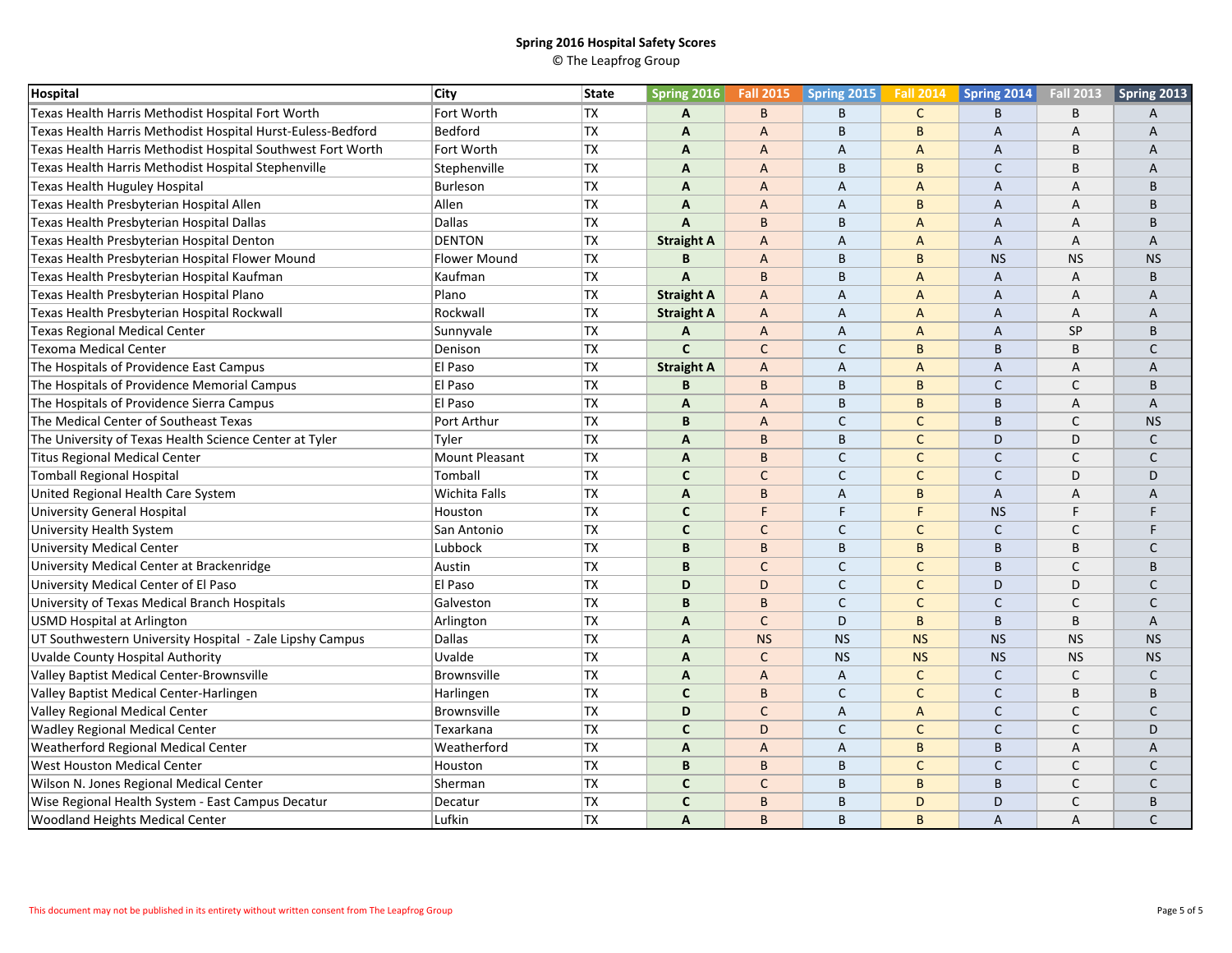**Spring 2016 Hospital Safety Scores**

© The Leapfrog Group

| Hospital | City | State | Spring 2016 | Fall 2015 | Spring 2015 | Fall 2014 | Spring 2014 | Fall 2013 | Spring 2013 |
|---|---|---|---|---|---|---|---|---|---|
| Texas Health Harris Methodist Hospital Fort Worth | Fort Worth | TX | **A** | B | B | C | B | B | A |
| Texas Health Harris Methodist Hospital Hurst-Euless-Bedford | Bedford | TX | **A** | A | B | B | A | A | A |
| Texas Health Harris Methodist Hospital Southwest Fort Worth | Fort Worth | TX | **A** | A | A | A | A | B | A |
| Texas Health Harris Methodist Hospital Stephenville | Stephenville | TX | **A** | A | B | B | C | B | A |
| Texas Health Huguley Hospital | Burleson | TX | **A** | A | A | A | A | A | B |
| Texas Health Presbyterian Hospital Allen | Allen | TX | **A** | A | A | B | A | A | B |
| Texas Health Presbyterian Hospital Dallas | Dallas | TX | **A** | B | B | A | A | A | B |
| Texas Health Presbyterian Hospital Denton | DENTON | TX | **Straight A** | A | A | A | A | A | A |
| Texas Health Presbyterian Hospital Flower Mound | Flower Mound | TX | **B** | A | B | B | NS | NS | NS |
| Texas Health Presbyterian Hospital Kaufman | Kaufman | TX | **A** | B | B | A | A | A | B |
| Texas Health Presbyterian Hospital Plano | Plano | TX | **Straight A** | A | A | A | A | A | A |
| Texas Health Presbyterian Hospital Rockwall | Rockwall | TX | **Straight A** | A | A | A | A | A | A |
| Texas Regional Medical Center | Sunnyvale | TX | **A** | A | A | A | A | SP | B |
| Texoma Medical Center | Denison | TX | **C** | C | C | B | B | B | C |
| The Hospitals of Providence East Campus | El Paso | TX | **Straight A** | A | A | A | A | A | A |
| The Hospitals of Providence Memorial Campus | El Paso | TX | **B** | B | B | B | C | C | B |
| The Hospitals of Providence Sierra Campus | El Paso | TX | **A** | A | B | B | B | A | A |
| The Medical Center of Southeast Texas | Port Arthur | TX | **B** | A | C | C | B | C | NS |
| The University of Texas Health Science Center at Tyler | Tyler | TX | **A** | B | B | C | D | D | C |
| Titus Regional Medical Center | Mount Pleasant | TX | **A** | B | C | C | C | C | C |
| Tomball Regional Hospital | Tomball | TX | **C** | C | C | C | C | D | D |
| United Regional Health Care System | Wichita Falls | TX | **A** | B | A | B | A | A | A |
| University General Hospital | Houston | TX | **C** | F | F | F | NS | F | F |
| University Health System | San Antonio | TX | **C** | C | C | C | C | C | F |
| University Medical Center | Lubbock | TX | **B** | B | B | B | B | B | C |
| University Medical Center at Brackenridge | Austin | TX | **B** | C | C | C | B | C | B |
| University Medical Center of El Paso | El Paso | TX | **D** | D | C | C | D | D | C |
| University of Texas Medical Branch Hospitals | Galveston | TX | **B** | B | C | C | C | C | C |
| USMD Hospital at Arlington | Arlington | TX | **A** | C | D | B | B | B | A |
| UT Southwestern University Hospital - Zale Lipshy Campus | Dallas | TX | **A** | NS | NS | NS | NS | NS | NS |
| Uvalde County Hospital Authority | Uvalde | TX | **A** | C | NS | NS | NS | NS | NS |
| Valley Baptist Medical Center-Brownsville | Brownsville | TX | **A** | A | A | C | C | C | C |
| Valley Baptist Medical Center-Harlingen | Harlingen | TX | **C** | B | C | C | C | B | B |
| Valley Regional Medical Center | Brownsville | TX | **D** | C | A | A | C | C | C |
| Wadley Regional Medical Center | Texarkana | TX | **C** | D | C | C | C | C | D |
| Weatherford Regional Medical Center | Weatherford | TX | **A** | A | A | B | B | A | A |
| West Houston Medical Center | Houston | TX | **B** | B | B | C | C | C | C |
| Wilson N. Jones Regional Medical Center | Sherman | TX | **C** | C | B | B | B | C | C |
| Wise Regional Health System - East Campus Decatur | Decatur | TX | **C** | B | B | D | D | C | B |
| Woodland Heights Medical Center | Lufkin | TX | **A** | B | B | B | A | A | C |

This document may not be published in its entirety without written consent from The Leapfrog Group